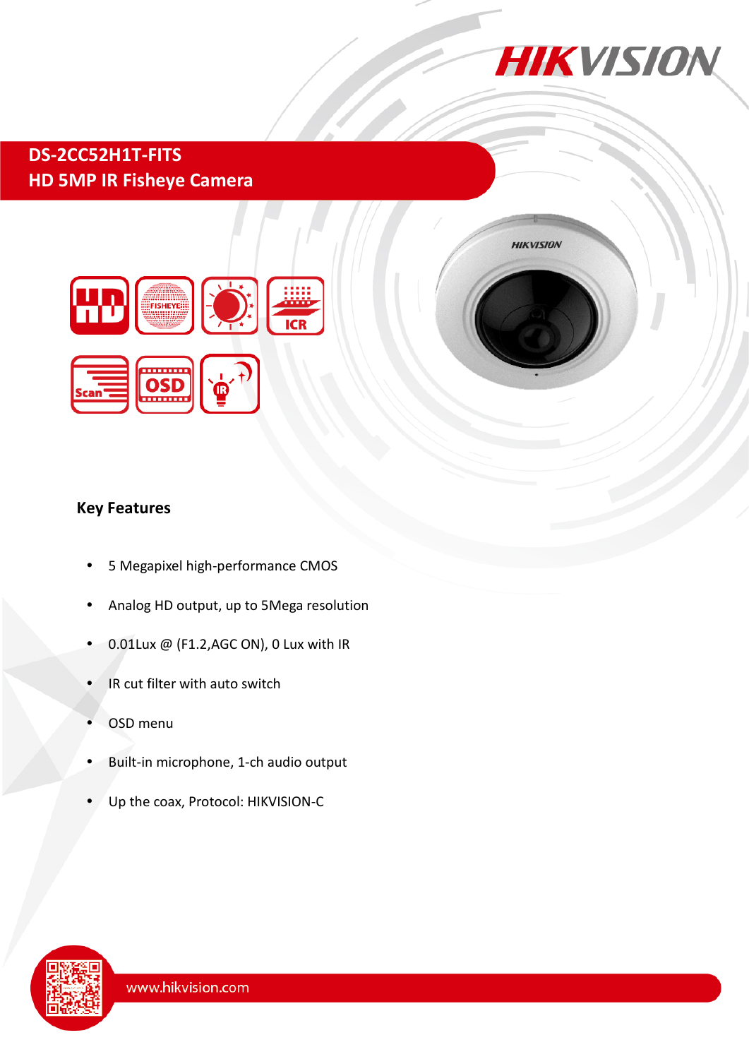# DS-2CC52H1T-FITS
## HD 5MP IR Fisheye Camera

### Key Features

- 5 Megapixel high-performance CMOS
- Analog HD output, up to 5Mega resolution
- 0.01Lux @ (F1.2,AGC ON), 0 Lux with IR
- IR cut filter with auto switch
- OSD menu
- Built-in microphone, 1-ch audio output
- Up the coax, Protocol: HIKVISION-C

www.hikvision.com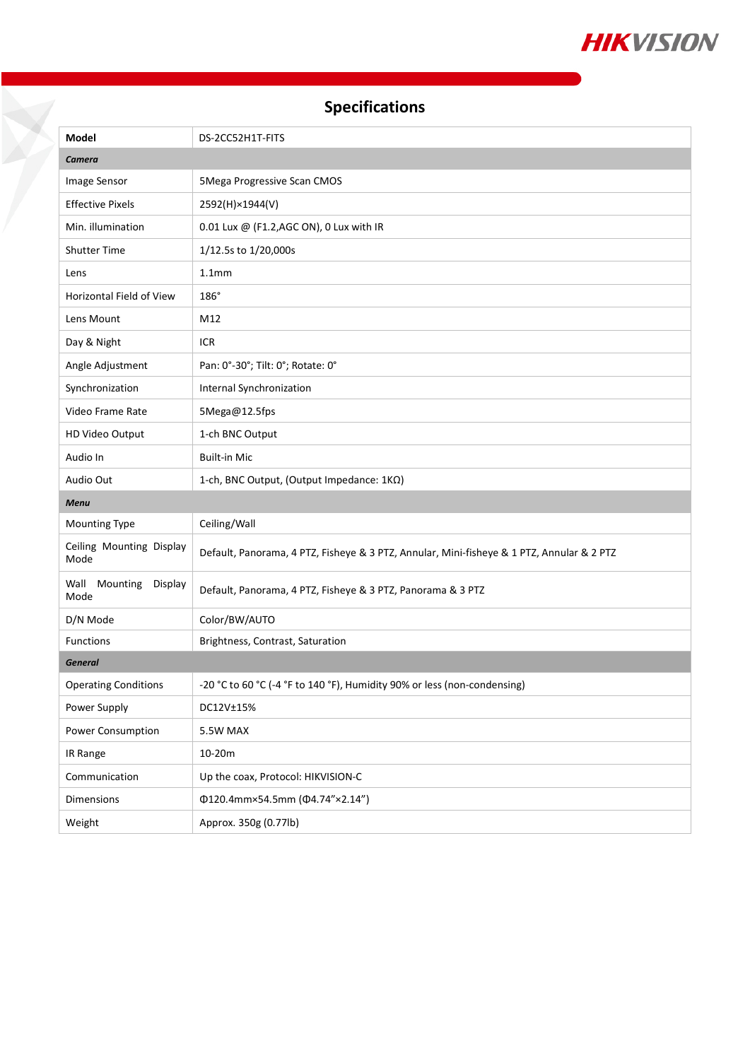# Specifications

| Model | DS-2CC52H1T-FITS |
|---|---|
| ***Camera*** | |
| Image Sensor | 5Mega Progressive Scan CMOS |
| Effective Pixels | 2592(H)×1944(V) |
| Min. illumination | 0.01 Lux @ (F1.2,AGC ON), 0 Lux with IR |
| Shutter Time | 1/12.5s to 1/20,000s |
| Lens | 1.1mm |
| Horizontal Field of View | 186° |
| Lens Mount | M12 |
| Day & Night | ICR |
| Angle Adjustment | Pan: 0°-30°; Tilt: 0°; Rotate: 0° |
| Synchronization | Internal Synchronization |
| Video Frame Rate | 5Mega@12.5fps |
| HD Video Output | 1-ch BNC Output |
| Audio In | Built-in Mic |
| Audio Out | 1-ch, BNC Output, (Output Impedance: 1KΩ) |
| ***Menu*** | |
| Mounting Type | Ceiling/Wall |
| Ceiling Mounting Display Mode | Default, Panorama, 4 PTZ, Fisheye & 3 PTZ, Annular, Mini-fisheye & 1 PTZ, Annular & 2 PTZ |
| Wall Mounting Display Mode | Default, Panorama, 4 PTZ, Fisheye & 3 PTZ, Panorama & 3 PTZ |
| D/N Mode | Color/BW/AUTO |
| Functions | Brightness, Contrast, Saturation |
| ***General*** | |
| Operating Conditions | -20 °C to 60 °C (-4 °F to 140 °F), Humidity 90% or less (non-condensing) |
| Power Supply | DC12V±15% |
| Power Consumption | 5.5W MAX |
| IR Range | 10-20m |
| Communication | Up the coax, Protocol: HIKVISION-C |
| Dimensions | Φ120.4mm×54.5mm (Φ4.74"×2.14") |
| Weight | Approx. 350g (0.77lb) |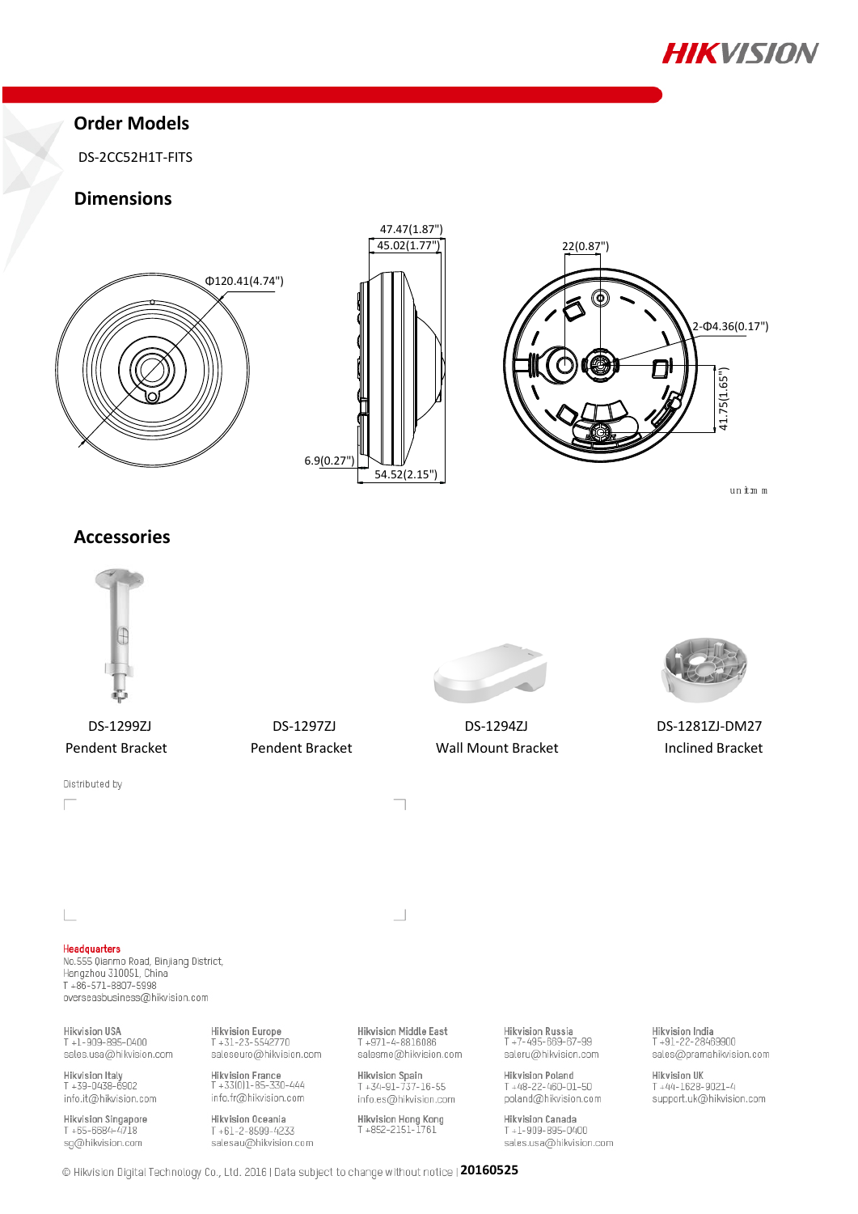## Order Models

DS-2CC52H1T-FITS

## Dimensions

Φ120.41(4.74")

47.47(1.87")

45.02(1.77")

6.9(0.27")

54.52(2.15")

22(0.87")

2-Φ4.36(0.17")

41.75(1.65")

unit: mm

## Accessories

| DS-1299ZJ | DS-1297ZJ | DS-1294ZJ | DS-1281ZJ-DM27 |
|---|---|---|---|
| Pendent Bracket | Pendent Bracket | Wall Mount Bracket | Inclined Bracket |

Distributed by

**Headquarters**
No.555 Qianmo Road, Binjiang District,
Hangzhou 310051, China
T +86-571-8807-5998
overseasbusiness@hikvision.com

**Hikvision USA**
T +1-909-895-0400
sales.usa@hikvision.com

**Hikvision Europe**
T +31-23-5542770
saleseuro@hikvision.com

**Hikvision Middle East**
T +971-4-8816086
salesme@hikvision.com

**Hikvision Russia**
T +7-495-669-67-99
saleru@hikvision.com

**Hikvision India**
T +91-22-28469900
sales@pramahikvision.com

**Hikvision Italy**
T +39-0438-6902
info.it@hikvision.com

**Hikvision France**
T +33(0)1-85-330-444
info.fr@hikvision.com

**Hikvision Spain**
T +34-91-737-16-55
info.es@hikvision.com

**Hikvision Poland**
T +48-22-460-01-50
poland@hikvision.com

**Hikvision UK**
T +44-1628-9021-4
support.uk@hikvision.com

**Hikvision Singapore**
T +65-6684-4718
sg@hikvision.com

**Hikvision Oceania**
T +61-2-8599-4233
salesau@hikvision.com

**Hikvision Hong Kong**
T +852-2151-1761

**Hikvision Canada**
T +1-909-895-0400
sales.usa@hikvision.com

© Hikvision Digital Technology Co., Ltd. 2016 | Data subject to change without notice | **20160525**